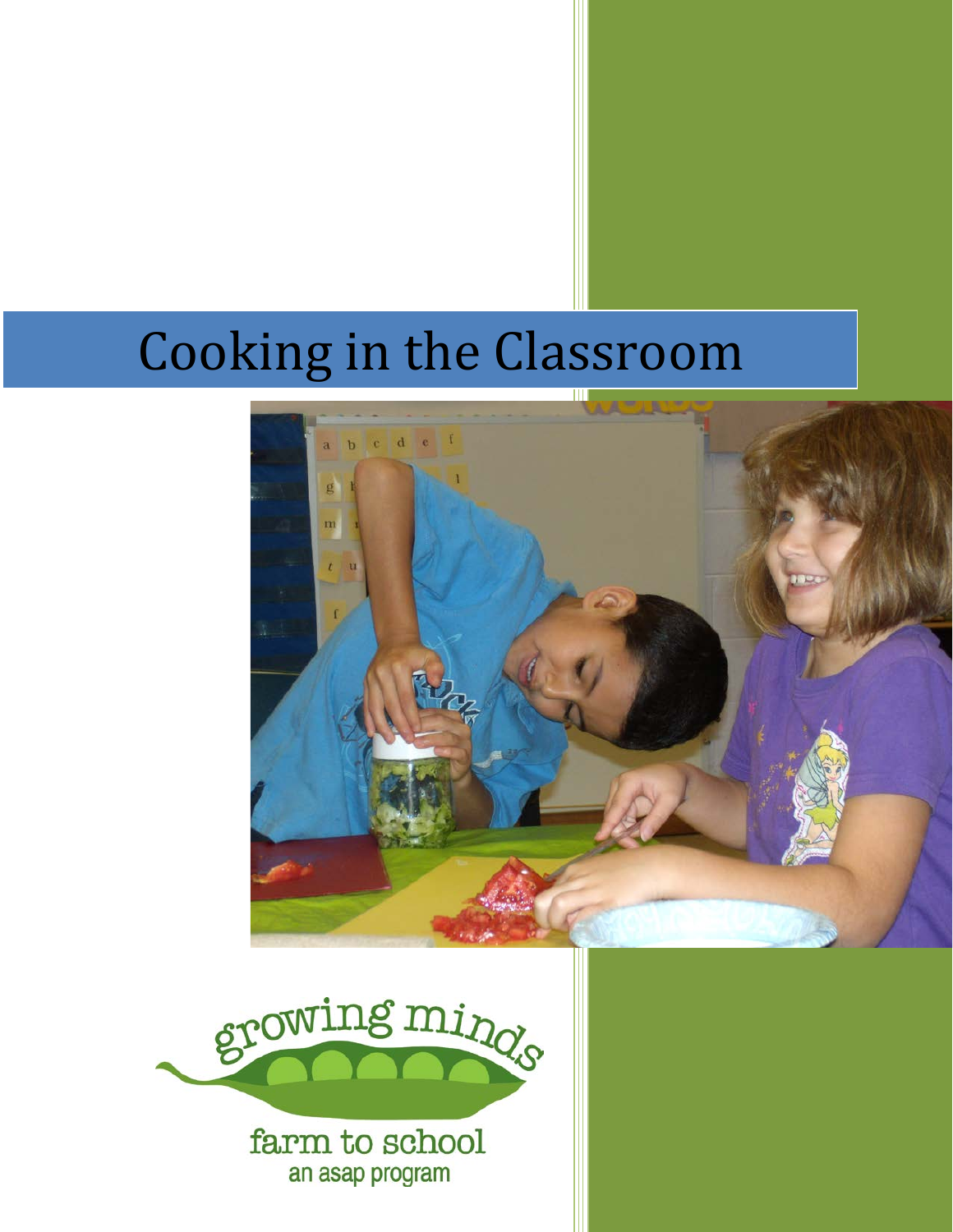# Cooking in the Classroom

growing minds

farm to school

an asap program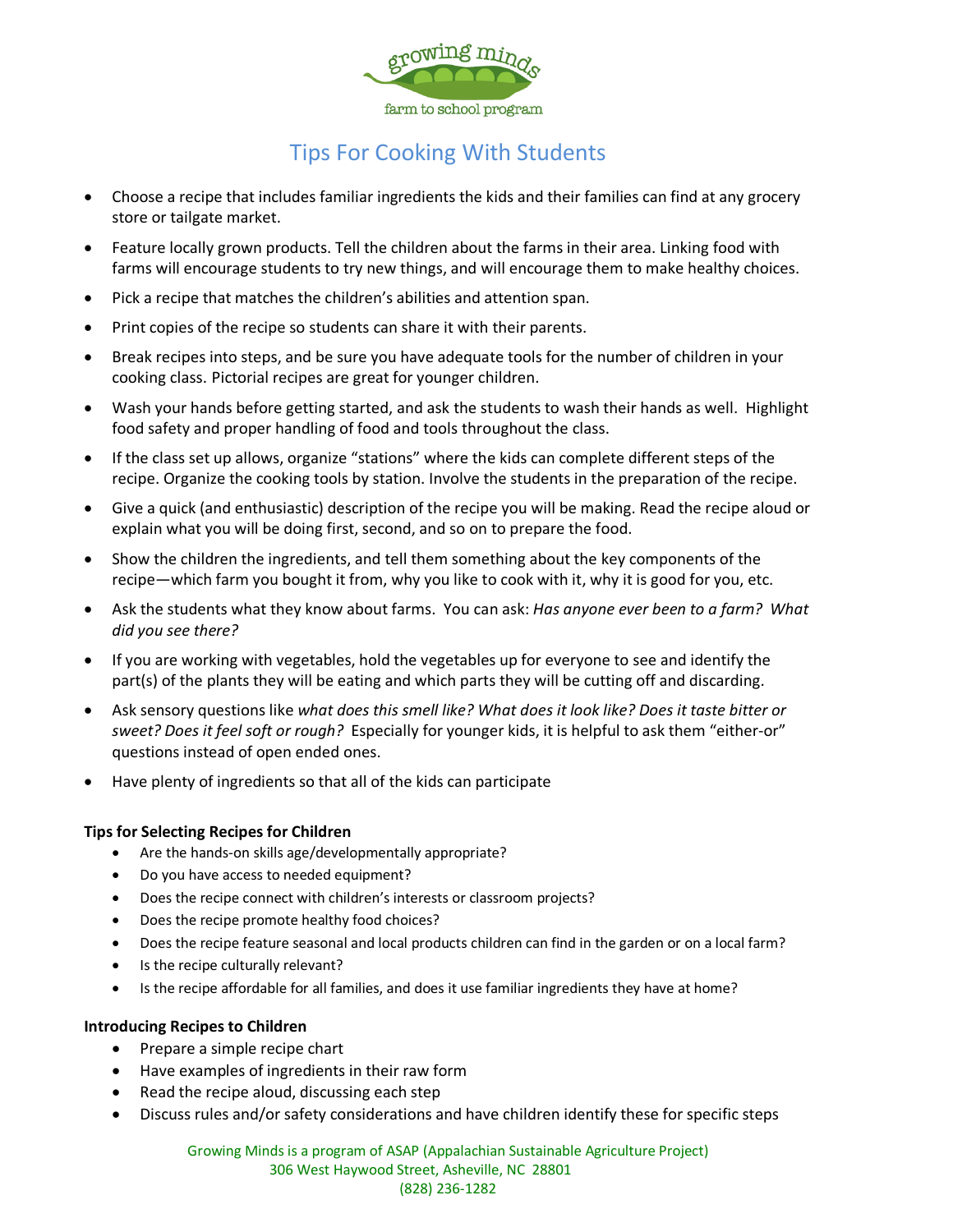growing minds
farm to school program

# Tips For Cooking With Students

- Choose a recipe that includes familiar ingredients the kids and their families can find at any grocery store or tailgate market.
- Feature locally grown products. Tell the children about the farms in their area. Linking food with farms will encourage students to try new things, and will encourage them to make healthy choices.
- Pick a recipe that matches the children's abilities and attention span.
- Print copies of the recipe so students can share it with their parents.
- Break recipes into steps, and be sure you have adequate tools for the number of children in your cooking class. Pictorial recipes are great for younger children.
- Wash your hands before getting started, and ask the students to wash their hands as well. Highlight food safety and proper handling of food and tools throughout the class.
- If the class set up allows, organize "stations" where the kids can complete different steps of the recipe. Organize the cooking tools by station. Involve the students in the preparation of the recipe.
- Give a quick (and enthusiastic) description of the recipe you will be making. Read the recipe aloud or explain what you will be doing first, second, and so on to prepare the food.
- Show the children the ingredients, and tell them something about the key components of the recipe—which farm you bought it from, why you like to cook with it, why it is good for you, etc.
- Ask the students what they know about farms. You can ask: *Has anyone ever been to a farm? What did you see there?*
- If you are working with vegetables, hold the vegetables up for everyone to see and identify the part(s) of the plants they will be eating and which parts they will be cutting off and discarding.
- Ask sensory questions like *what does this smell like? What does it look like? Does it taste bitter or sweet? Does it feel soft or rough?* Especially for younger kids, it is helpful to ask them "either-or" questions instead of open ended ones.
- Have plenty of ingredients so that all of the kids can participate

**Tips for Selecting Recipes for Children**

- Are the hands-on skills age/developmentally appropriate?
- Do you have access to needed equipment?
- Does the recipe connect with children's interests or classroom projects?
- Does the recipe promote healthy food choices?
- Does the recipe feature seasonal and local products children can find in the garden or on a local farm?
- Is the recipe culturally relevant?
- Is the recipe affordable for all families, and does it use familiar ingredients they have at home?

**Introducing Recipes to Children**

- Prepare a simple recipe chart
- Have examples of ingredients in their raw form
- Read the recipe aloud, discussing each step
- Discuss rules and/or safety considerations and have children identify these for specific steps

Growing Minds is a program of ASAP (Appalachian Sustainable Agriculture Project)
306 West Haywood Street, Asheville, NC 28801
(828) 236-1282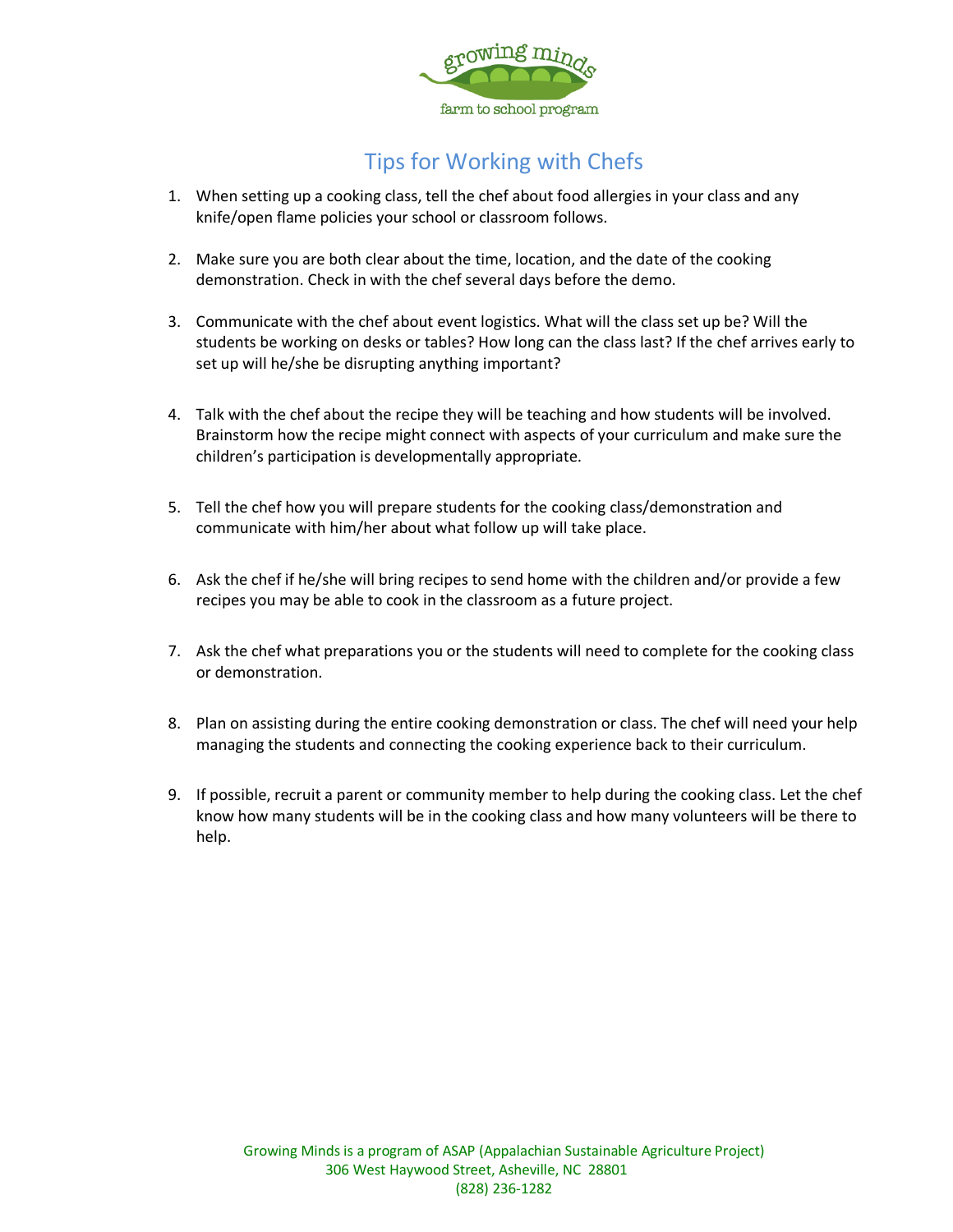# Tips for Working with Chefs

1. When setting up a cooking class, tell the chef about food allergies in your class and any knife/open flame policies your school or classroom follows.

2. Make sure you are both clear about the time, location, and the date of the cooking demonstration. Check in with the chef several days before the demo.

3. Communicate with the chef about event logistics. What will the class set up be? Will the students be working on desks or tables? How long can the class last? If the chef arrives early to set up will he/she be disrupting anything important?

4. Talk with the chef about the recipe they will be teaching and how students will be involved. Brainstorm how the recipe might connect with aspects of your curriculum and make sure the children's participation is developmentally appropriate.

5. Tell the chef how you will prepare students for the cooking class/demonstration and communicate with him/her about what follow up will take place.

6. Ask the chef if he/she will bring recipes to send home with the children and/or provide a few recipes you may be able to cook in the classroom as a future project.

7. Ask the chef what preparations you or the students will need to complete for the cooking class or demonstration.

8. Plan on assisting during the entire cooking demonstration or class. The chef will need your help managing the students and connecting the cooking experience back to their curriculum.

9. If possible, recruit a parent or community member to help during the cooking class. Let the chef know how many students will be in the cooking class and how many volunteers will be there to help.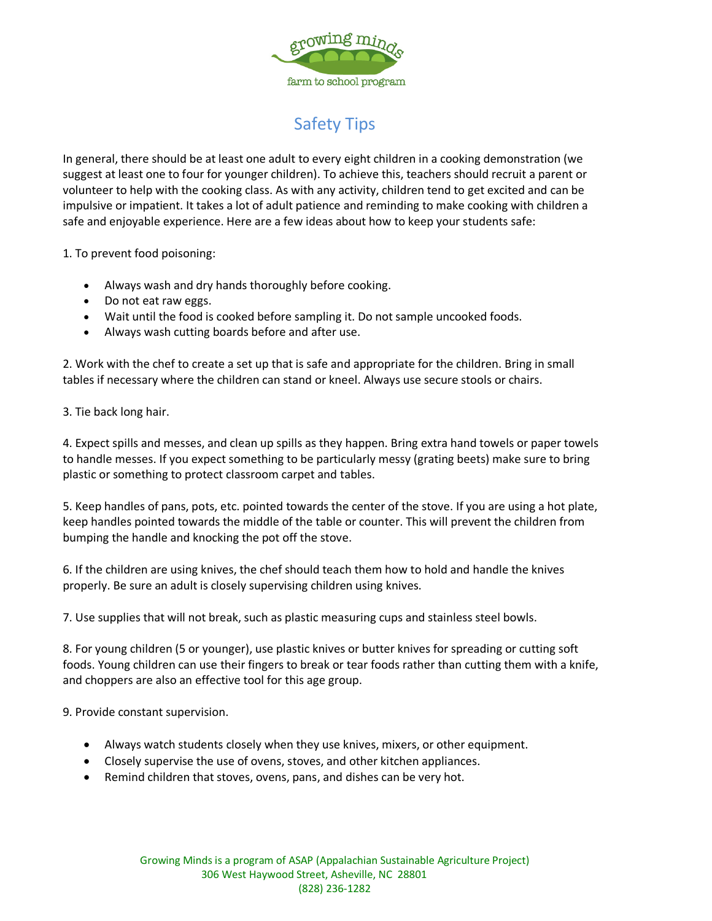# Safety Tips

In general, there should be at least one adult to every eight children in a cooking demonstration (we suggest at least one to four for younger children). To achieve this, teachers should recruit a parent or volunteer to help with the cooking class. As with any activity, children tend to get excited and can be impulsive or impatient. It takes a lot of adult patience and reminding to make cooking with children a safe and enjoyable experience. Here are a few ideas about how to keep your students safe:

1. To prevent food poisoning:

- Always wash and dry hands thoroughly before cooking.
- Do not eat raw eggs.
- Wait until the food is cooked before sampling it. Do not sample uncooked foods.
- Always wash cutting boards before and after use.

2. Work with the chef to create a set up that is safe and appropriate for the children. Bring in small tables if necessary where the children can stand or kneel. Always use secure stools or chairs.

3. Tie back long hair.

4. Expect spills and messes, and clean up spills as they happen. Bring extra hand towels or paper towels to handle messes. If you expect something to be particularly messy (grating beets) make sure to bring plastic or something to protect classroom carpet and tables.

5. Keep handles of pans, pots, etc. pointed towards the center of the stove. If you are using a hot plate, keep handles pointed towards the middle of the table or counter. This will prevent the children from bumping the handle and knocking the pot off the stove.

6. If the children are using knives, the chef should teach them how to hold and handle the knives properly. Be sure an adult is closely supervising children using knives.

7. Use supplies that will not break, such as plastic measuring cups and stainless steel bowls.

8. For young children (5 or younger), use plastic knives or butter knives for spreading or cutting soft foods. Young children can use their fingers to break or tear foods rather than cutting them with a knife, and choppers are also an effective tool for this age group.

9. Provide constant supervision.

- Always watch students closely when they use knives, mixers, or other equipment.
- Closely supervise the use of ovens, stoves, and other kitchen appliances.
- Remind children that stoves, ovens, pans, and dishes can be very hot.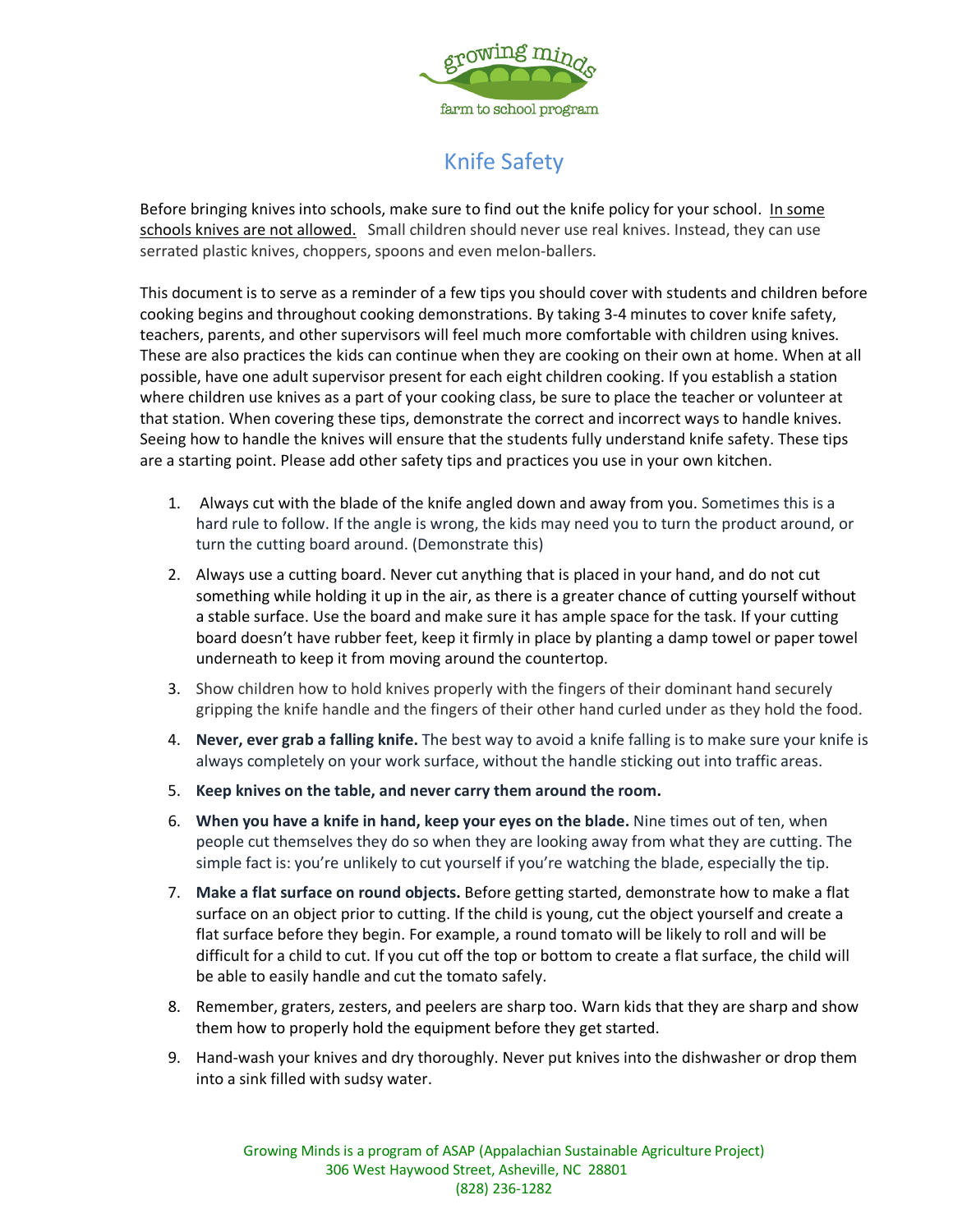growing minds

farm to school program

# Knife Safety

Before bringing knives into schools, make sure to find out the knife policy for your school. In some schools knives are not allowed. Small children should never use real knives. Instead, they can use serrated plastic knives, choppers, spoons and even melon-ballers.

This document is to serve as a reminder of a few tips you should cover with students and children before cooking begins and throughout cooking demonstrations. By taking 3-4 minutes to cover knife safety, teachers, parents, and other supervisors will feel much more comfortable with children using knives. These are also practices the kids can continue when they are cooking on their own at home. When at all possible, have one adult supervisor present for each eight children cooking. If you establish a station where children use knives as a part of your cooking class, be sure to place the teacher or volunteer at that station. When covering these tips, demonstrate the correct and incorrect ways to handle knives. Seeing how to handle the knives will ensure that the students fully understand knife safety. These tips are a starting point. Please add other safety tips and practices you use in your own kitchen.

1. Always cut with the blade of the knife angled down and away from you. Sometimes this is a hard rule to follow. If the angle is wrong, the kids may need you to turn the product around, or turn the cutting board around. (Demonstrate this)
2. Always use a cutting board. Never cut anything that is placed in your hand, and do not cut something while holding it up in the air, as there is a greater chance of cutting yourself without a stable surface. Use the board and make sure it has ample space for the task. If your cutting board doesn't have rubber feet, keep it firmly in place by planting a damp towel or paper towel underneath to keep it from moving around the countertop.
3. Show children how to hold knives properly with the fingers of their dominant hand securely gripping the knife handle and the fingers of their other hand curled under as they hold the food.
4. **Never, ever grab a falling knife.** The best way to avoid a knife falling is to make sure your knife is always completely on your work surface, without the handle sticking out into traffic areas.
5. **Keep knives on the table, and never carry them around the room.**
6. **When you have a knife in hand, keep your eyes on the blade.** Nine times out of ten, when people cut themselves they do so when they are looking away from what they are cutting. The simple fact is: you're unlikely to cut yourself if you're watching the blade, especially the tip.
7. **Make a flat surface on round objects.** Before getting started, demonstrate how to make a flat surface on an object prior to cutting. If the child is young, cut the object yourself and create a flat surface before they begin. For example, a round tomato will be likely to roll and will be difficult for a child to cut. If you cut off the top or bottom to create a flat surface, the child will be able to easily handle and cut the tomato safely.
8. Remember, graters, zesters, and peelers are sharp too. Warn kids that they are sharp and show them how to properly hold the equipment before they get started.
9. Hand-wash your knives and dry thoroughly. Never put knives into the dishwasher or drop them into a sink filled with sudsy water.

Growing Minds is a program of ASAP (Appalachian Sustainable Agriculture Project)
306 West Haywood Street, Asheville, NC 28801
(828) 236-1282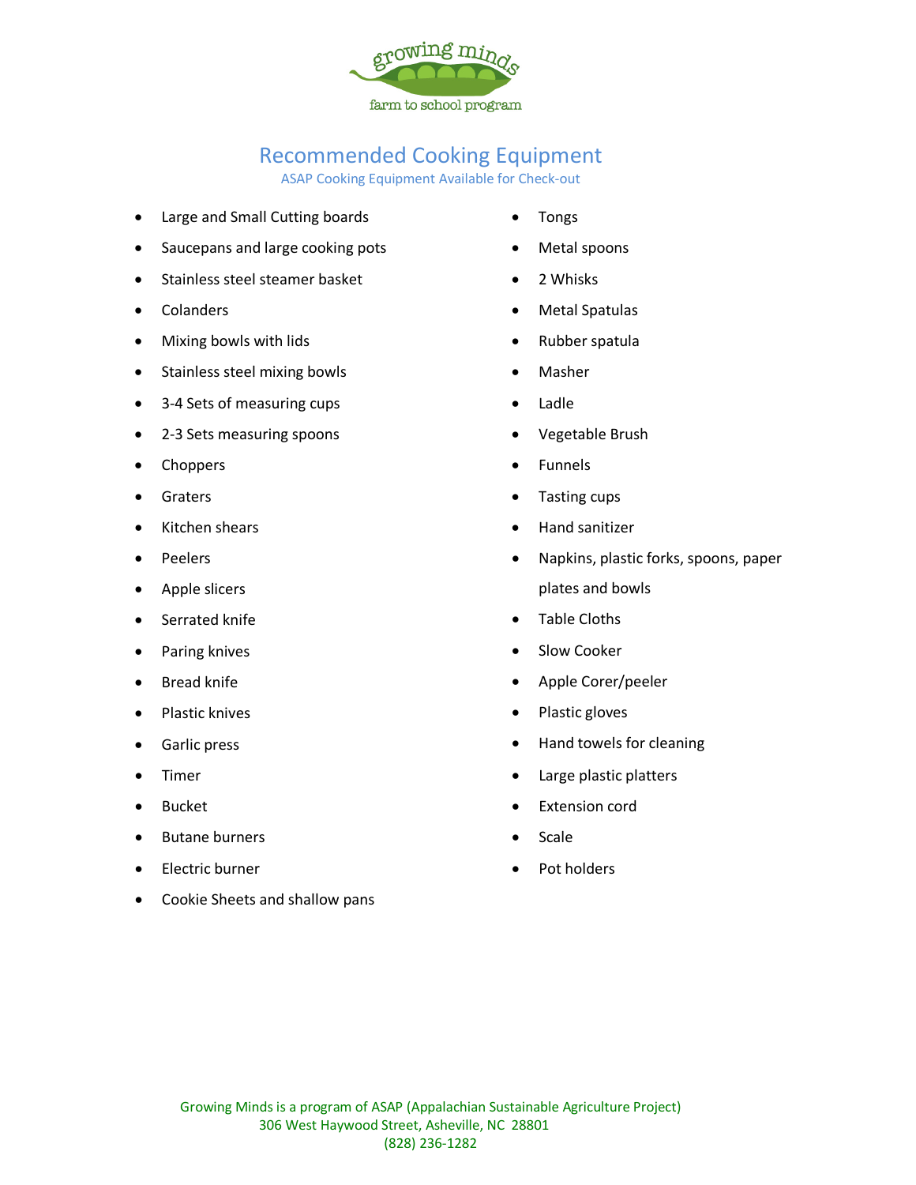growing minds
farm to school program

# Recommended Cooking Equipment

ASAP Cooking Equipment Available for Check-out

- Large and Small Cutting boards
- Saucepans and large cooking pots
- Stainless steel steamer basket
- Colanders
- Mixing bowls with lids
- Stainless steel mixing bowls
- 3-4 Sets of measuring cups
- 2-3 Sets measuring spoons
- Choppers
- Graters
- Kitchen shears
- Peelers
- Apple slicers
- Serrated knife
- Paring knives
- Bread knife
- Plastic knives
- Garlic press
- Timer
- Bucket
- Butane burners
- Electric burner
- Cookie Sheets and shallow pans
- Tongs
- Metal spoons
- 2 Whisks
- Metal Spatulas
- Rubber spatula
- Masher
- Ladle
- Vegetable Brush
- Funnels
- Tasting cups
- Hand sanitizer
- Napkins, plastic forks, spoons, paper plates and bowls
- Table Cloths
- Slow Cooker
- Apple Corer/peeler
- Plastic gloves
- Hand towels for cleaning
- Large plastic platters
- Extension cord
- Scale
- Pot holders

Growing Minds is a program of ASAP (Appalachian Sustainable Agriculture Project)
306 West Haywood Street, Asheville, NC 28801
(828) 236-1282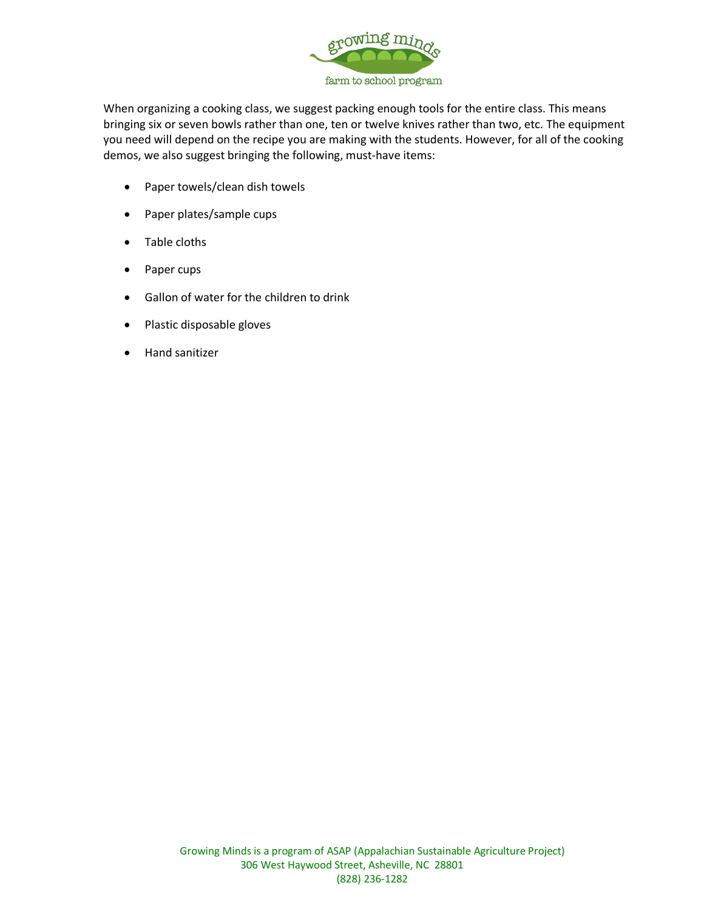When organizing a cooking class, we suggest packing enough tools for the entire class. This means bringing six or seven bowls rather than one, ten or twelve knives rather than two, etc. The equipment you need will depend on the recipe you are making with the students. However, for all of the cooking demos, we also suggest bringing the following, must-have items:

- Paper towels/clean dish towels
- Paper plates/sample cups
- Table cloths
- Paper cups
- Gallon of water for the children to drink
- Plastic disposable gloves
- Hand sanitizer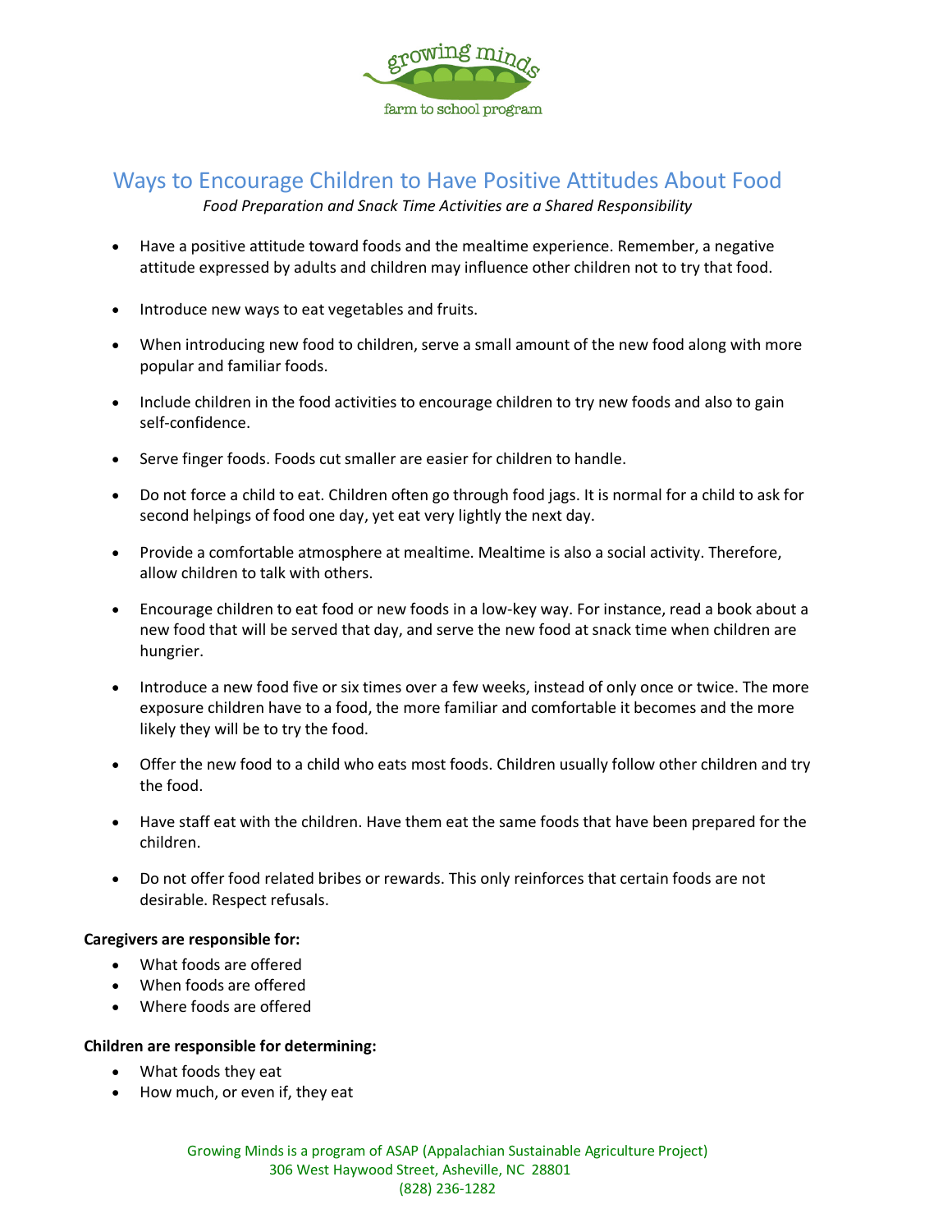# Ways to Encourage Children to Have Positive Attitudes About Food

*Food Preparation and Snack Time Activities are a Shared Responsibility*

- Have a positive attitude toward foods and the mealtime experience. Remember, a negative attitude expressed by adults and children may influence other children not to try that food.
- Introduce new ways to eat vegetables and fruits.
- When introducing new food to children, serve a small amount of the new food along with more popular and familiar foods.
- Include children in the food activities to encourage children to try new foods and also to gain self-confidence.
- Serve finger foods. Foods cut smaller are easier for children to handle.
- Do not force a child to eat. Children often go through food jags. It is normal for a child to ask for second helpings of food one day, yet eat very lightly the next day.
- Provide a comfortable atmosphere at mealtime. Mealtime is also a social activity. Therefore, allow children to talk with others.
- Encourage children to eat food or new foods in a low-key way. For instance, read a book about a new food that will be served that day, and serve the new food at snack time when children are hungrier.
- Introduce a new food five or six times over a few weeks, instead of only once or twice. The more exposure children have to a food, the more familiar and comfortable it becomes and the more likely they will be to try the food.
- Offer the new food to a child who eats most foods. Children usually follow other children and try the food.
- Have staff eat with the children. Have them eat the same foods that have been prepared for the children.
- Do not offer food related bribes or rewards. This only reinforces that certain foods are not desirable. Respect refusals.

**Caregivers are responsible for:**

- What foods are offered
- When foods are offered
- Where foods are offered

**Children are responsible for determining:**

- What foods they eat
- How much, or even if, they eat

Growing Minds is a program of ASAP (Appalachian Sustainable Agriculture Project)
306 West Haywood Street, Asheville, NC 28801
(828) 236-1282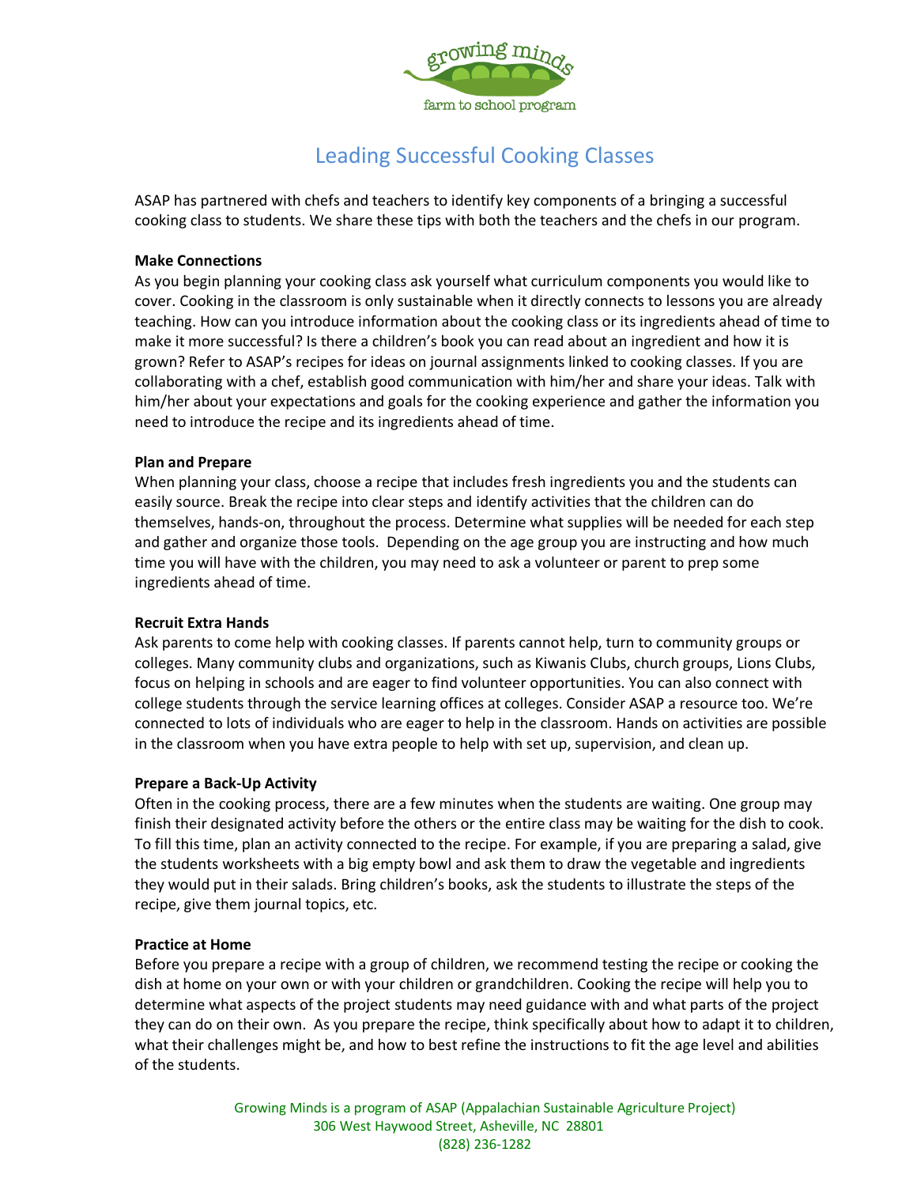# Leading Successful Cooking Classes

ASAP has partnered with chefs and teachers to identify key components of a bringing a successful cooking class to students. We share these tips with both the teachers and the chefs in our program.

**Make Connections**

As you begin planning your cooking class ask yourself what curriculum components you would like to cover. Cooking in the classroom is only sustainable when it directly connects to lessons you are already teaching. How can you introduce information about the cooking class or its ingredients ahead of time to make it more successful? Is there a children's book you can read about an ingredient and how it is grown? Refer to ASAP's recipes for ideas on journal assignments linked to cooking classes. If you are collaborating with a chef, establish good communication with him/her and share your ideas. Talk with him/her about your expectations and goals for the cooking experience and gather the information you need to introduce the recipe and its ingredients ahead of time.

**Plan and Prepare**

When planning your class, choose a recipe that includes fresh ingredients you and the students can easily source. Break the recipe into clear steps and identify activities that the children can do themselves, hands-on, throughout the process. Determine what supplies will be needed for each step and gather and organize those tools. Depending on the age group you are instructing and how much time you will have with the children, you may need to ask a volunteer or parent to prep some ingredients ahead of time.

**Recruit Extra Hands**

Ask parents to come help with cooking classes. If parents cannot help, turn to community groups or colleges. Many community clubs and organizations, such as Kiwanis Clubs, church groups, Lions Clubs, focus on helping in schools and are eager to find volunteer opportunities. You can also connect with college students through the service learning offices at colleges. Consider ASAP a resource too. We're connected to lots of individuals who are eager to help in the classroom. Hands on activities are possible in the classroom when you have extra people to help with set up, supervision, and clean up.

**Prepare a Back-Up Activity**

Often in the cooking process, there are a few minutes when the students are waiting. One group may finish their designated activity before the others or the entire class may be waiting for the dish to cook. To fill this time, plan an activity connected to the recipe. For example, if you are preparing a salad, give the students worksheets with a big empty bowl and ask them to draw the vegetable and ingredients they would put in their salads. Bring children's books, ask the students to illustrate the steps of the recipe, give them journal topics, etc.

**Practice at Home**

Before you prepare a recipe with a group of children, we recommend testing the recipe or cooking the dish at home on your own or with your children or grandchildren. Cooking the recipe will help you to determine what aspects of the project students may need guidance with and what parts of the project they can do on their own. As you prepare the recipe, think specifically about how to adapt it to children, what their challenges might be, and how to best refine the instructions to fit the age level and abilities of the students.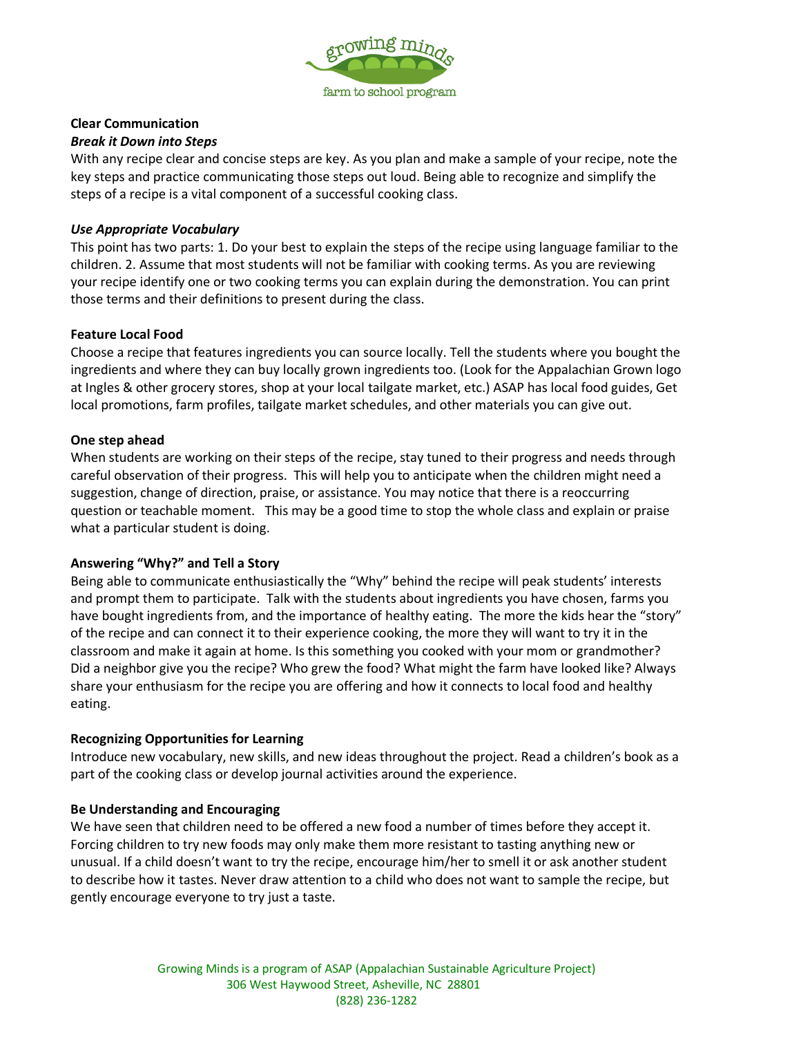## Clear Communication

### *Break it Down into Steps*

With any recipe clear and concise steps are key. As you plan and make a sample of your recipe, note the key steps and practice communicating those steps out loud. Being able to recognize and simplify the steps of a recipe is a vital component of a successful cooking class.

### *Use Appropriate Vocabulary*

This point has two parts: 1. Do your best to explain the steps of the recipe using language familiar to the children. 2. Assume that most students will not be familiar with cooking terms. As you are reviewing your recipe identify one or two cooking terms you can explain during the demonstration. You can print those terms and their definitions to present during the class.

## Feature Local Food

Choose a recipe that features ingredients you can source locally. Tell the students where you bought the ingredients and where they can buy locally grown ingredients too. (Look for the Appalachian Grown logo at Ingles & other grocery stores, shop at your local tailgate market, etc.) ASAP has local food guides, Get local promotions, farm profiles, tailgate market schedules, and other materials you can give out.

## One step ahead

When students are working on their steps of the recipe, stay tuned to their progress and needs through careful observation of their progress. This will help you to anticipate when the children might need a suggestion, change of direction, praise, or assistance. You may notice that there is a reoccurring question or teachable moment. This may be a good time to stop the whole class and explain or praise what a particular student is doing.

## Answering "Why?" and Tell a Story

Being able to communicate enthusiastically the "Why" behind the recipe will peak students' interests and prompt them to participate. Talk with the students about ingredients you have chosen, farms you have bought ingredients from, and the importance of healthy eating. The more the kids hear the "story" of the recipe and can connect it to their experience cooking, the more they will want to try it in the classroom and make it again at home. Is this something you cooked with your mom or grandmother? Did a neighbor give you the recipe? Who grew the food? What might the farm have looked like? Always share your enthusiasm for the recipe you are offering and how it connects to local food and healthy eating.

## Recognizing Opportunities for Learning

Introduce new vocabulary, new skills, and new ideas throughout the project. Read a children's book as a part of the cooking class or develop journal activities around the experience.

## Be Understanding and Encouraging

We have seen that children need to be offered a new food a number of times before they accept it. Forcing children to try new foods may only make them more resistant to tasting anything new or unusual. If a child doesn't want to try the recipe, encourage him/her to smell it or ask another student to describe how it tastes. Never draw attention to a child who does not want to sample the recipe, but gently encourage everyone to try just a taste.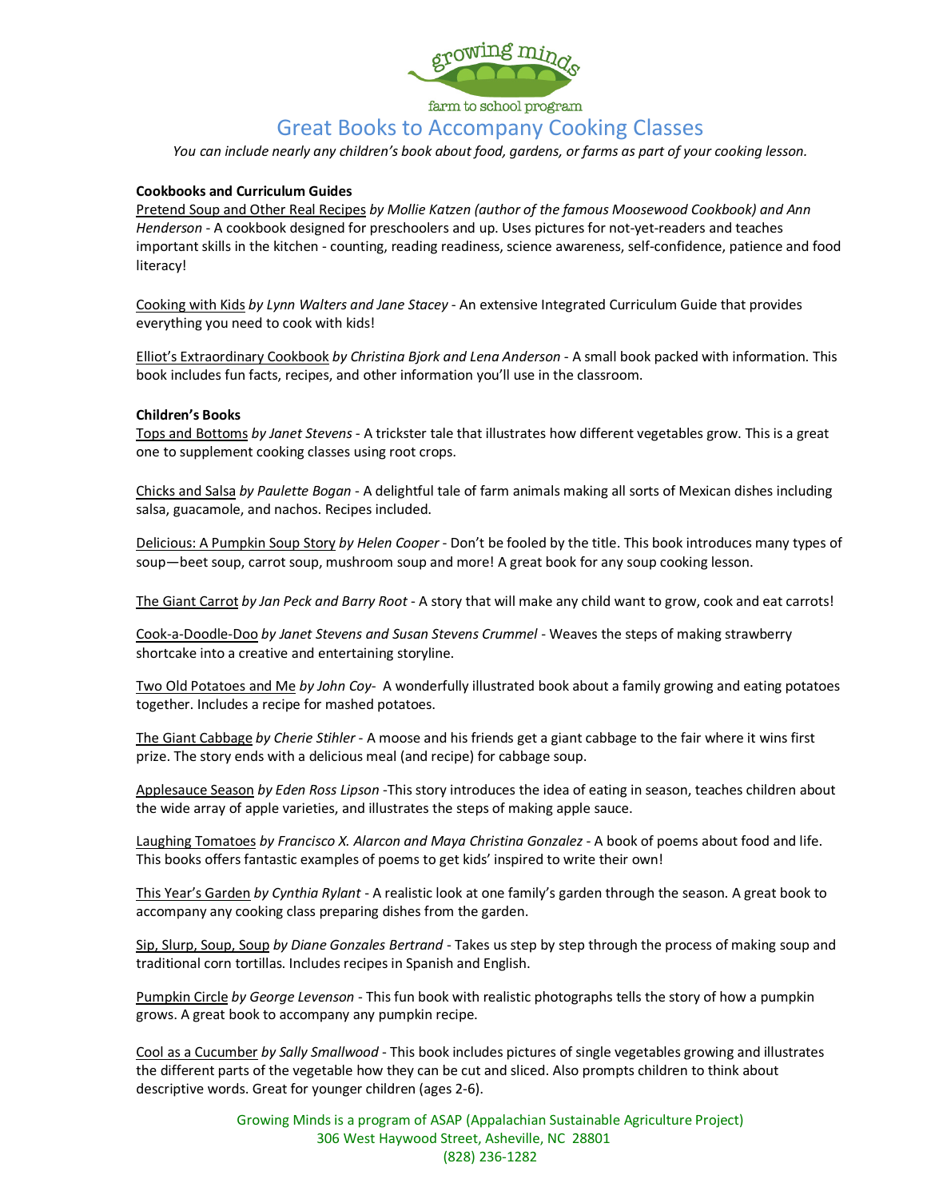growing minds

farm to school program

# Great Books to Accompany Cooking Classes

*You can include nearly any children's book about food, gardens, or farms as part of your cooking lesson.*

**Cookbooks and Curriculum Guides**

Pretend Soup and Other Real Recipes *by Mollie Katzen (author of the famous Moosewood Cookbook) and Ann Henderson* - A cookbook designed for preschoolers and up. Uses pictures for not-yet-readers and teaches important skills in the kitchen - counting, reading readiness, science awareness, self-confidence, patience and food literacy!

Cooking with Kids *by Lynn Walters and Jane Stacey* - An extensive Integrated Curriculum Guide that provides everything you need to cook with kids!

Elliot's Extraordinary Cookbook *by Christina Bjork and Lena Anderson* - A small book packed with information. This book includes fun facts, recipes, and other information you'll use in the classroom.

**Children's Books**

Tops and Bottoms *by Janet Stevens* - A trickster tale that illustrates how different vegetables grow. This is a great one to supplement cooking classes using root crops.

Chicks and Salsa *by Paulette Bogan* - A delightful tale of farm animals making all sorts of Mexican dishes including salsa, guacamole, and nachos. Recipes included.

Delicious: A Pumpkin Soup Story *by Helen Cooper* - Don't be fooled by the title. This book introduces many types of soup—beet soup, carrot soup, mushroom soup and more! A great book for any soup cooking lesson.

The Giant Carrot *by Jan Peck and Barry Root* - A story that will make any child want to grow, cook and eat carrots!

Cook-a-Doodle-Doo *by Janet Stevens and Susan Stevens Crummel* - Weaves the steps of making strawberry shortcake into a creative and entertaining storyline.

Two Old Potatoes and Me *by John Coy*- A wonderfully illustrated book about a family growing and eating potatoes together. Includes a recipe for mashed potatoes.

The Giant Cabbage *by Cherie Stihler* - A moose and his friends get a giant cabbage to the fair where it wins first prize. The story ends with a delicious meal (and recipe) for cabbage soup.

Applesauce Season *by Eden Ross Lipson* -This story introduces the idea of eating in season, teaches children about the wide array of apple varieties, and illustrates the steps of making apple sauce.

Laughing Tomatoes *by Francisco X. Alarcon and Maya Christina Gonzalez* - A book of poems about food and life. This books offers fantastic examples of poems to get kids' inspired to write their own!

This Year's Garden *by Cynthia Rylant* - A realistic look at one family's garden through the season. A great book to accompany any cooking class preparing dishes from the garden.

Sip, Slurp, Soup, Soup *by Diane Gonzales Bertrand* - Takes us step by step through the process of making soup and traditional corn tortillas. Includes recipes in Spanish and English.

Pumpkin Circle *by George Levenson* - This fun book with realistic photographs tells the story of how a pumpkin grows. A great book to accompany any pumpkin recipe.

Cool as a Cucumber *by Sally Smallwood* - This book includes pictures of single vegetables growing and illustrates the different parts of the vegetable how they can be cut and sliced. Also prompts children to think about descriptive words. Great for younger children (ages 2-6).

Growing Minds is a program of ASAP (Appalachian Sustainable Agriculture Project)
306 West Haywood Street, Asheville, NC 28801
(828) 236-1282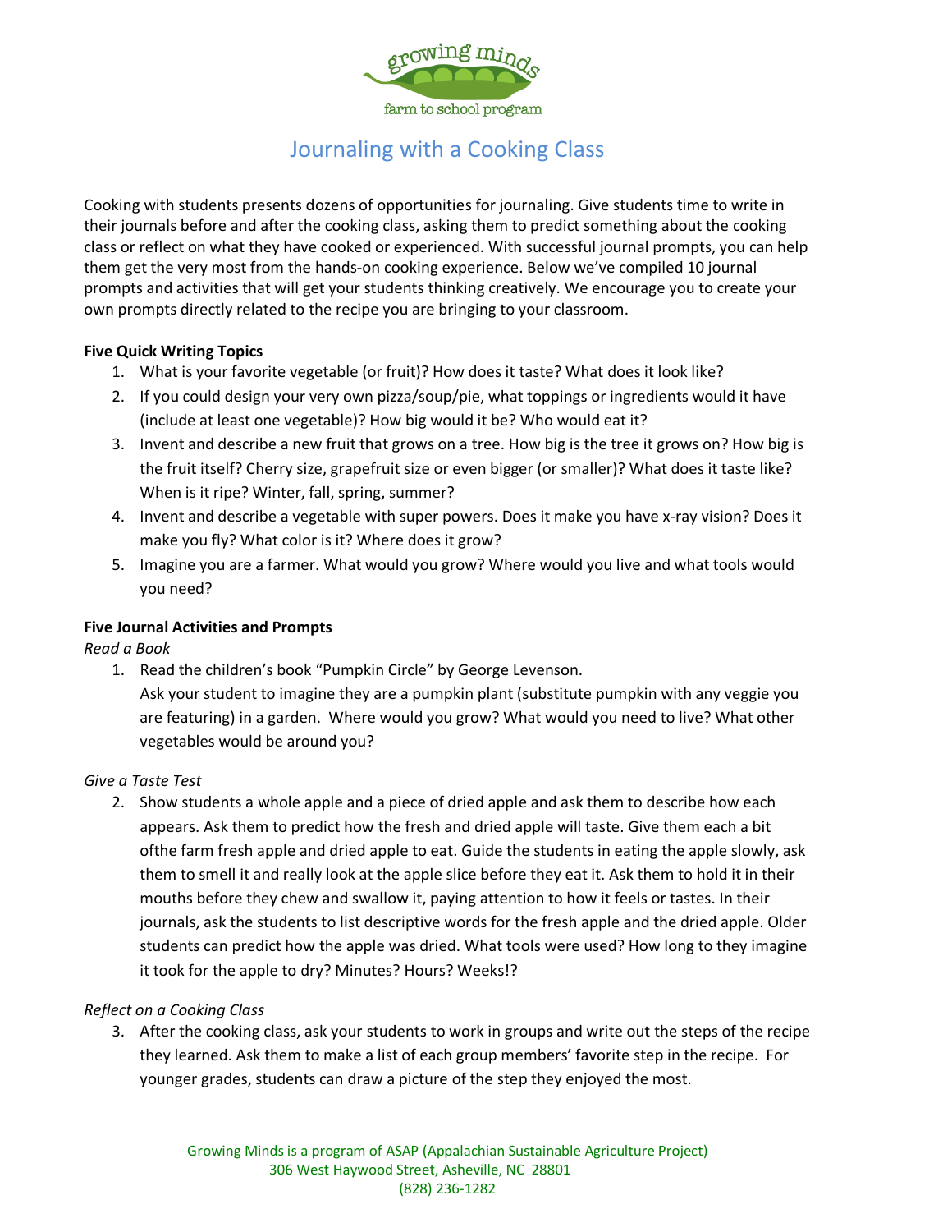growing minds

farm to school program

# Journaling with a Cooking Class

Cooking with students presents dozens of opportunities for journaling. Give students time to write in their journals before and after the cooking class, asking them to predict something about the cooking class or reflect on what they have cooked or experienced. With successful journal prompts, you can help them get the very most from the hands-on cooking experience. Below we've compiled 10 journal prompts and activities that will get your students thinking creatively. We encourage you to create your own prompts directly related to the recipe you are bringing to your classroom.

**Five Quick Writing Topics**

1. What is your favorite vegetable (or fruit)? How does it taste? What does it look like?
2. If you could design your very own pizza/soup/pie, what toppings or ingredients would it have (include at least one vegetable)? How big would it be? Who would eat it?
3. Invent and describe a new fruit that grows on a tree. How big is the tree it grows on? How big is the fruit itself? Cherry size, grapefruit size or even bigger (or smaller)? What does it taste like? When is it ripe? Winter, fall, spring, summer?
4. Invent and describe a vegetable with super powers. Does it make you have x-ray vision? Does it make you fly? What color is it? Where does it grow?
5. Imagine you are a farmer. What would you grow? Where would you live and what tools would you need?

**Five Journal Activities and Prompts**

*Read a Book*

1. Read the children's book "Pumpkin Circle" by George Levenson.
   Ask your student to imagine they are a pumpkin plant (substitute pumpkin with any veggie you are featuring) in a garden. Where would you grow? What would you need to live? What other vegetables would be around you?

*Give a Taste Test*

2. Show students a whole apple and a piece of dried apple and ask them to describe how each appears. Ask them to predict how the fresh and dried apple will taste. Give them each a bit ofthe farm fresh apple and dried apple to eat. Guide the students in eating the apple slowly, ask them to smell it and really look at the apple slice before they eat it. Ask them to hold it in their mouths before they chew and swallow it, paying attention to how it feels or tastes. In their journals, ask the students to list descriptive words for the fresh apple and the dried apple. Older students can predict how the apple was dried. What tools were used? How long to they imagine it took for the apple to dry? Minutes? Hours? Weeks!?

*Reflect on a Cooking Class*

3. After the cooking class, ask your students to work in groups and write out the steps of the recipe they learned. Ask them to make a list of each group members' favorite step in the recipe. For younger grades, students can draw a picture of the step they enjoyed the most.

Growing Minds is a program of ASAP (Appalachian Sustainable Agriculture Project)
306 West Haywood Street, Asheville, NC 28801
(828) 236-1282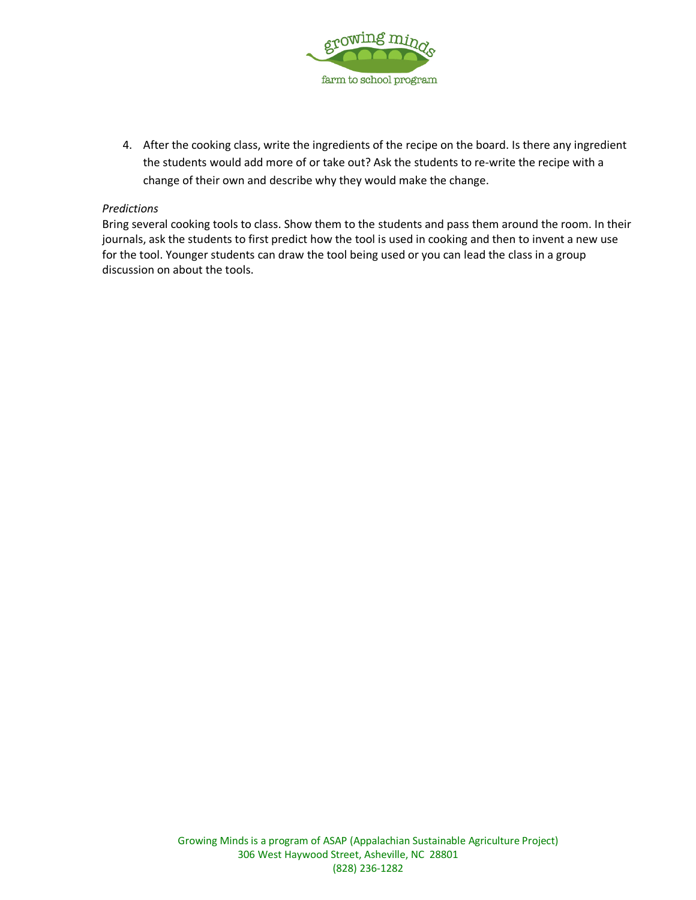4. After the cooking class, write the ingredients of the recipe on the board. Is there any ingredient the students would add more of or take out? Ask the students to re-write the recipe with a change of their own and describe why they would make the change.

*Predictions*

Bring several cooking tools to class. Show them to the students and pass them around the room. In their journals, ask the students to first predict how the tool is used in cooking and then to invent a new use for the tool. Younger students can draw the tool being used or you can lead the class in a group discussion on about the tools.